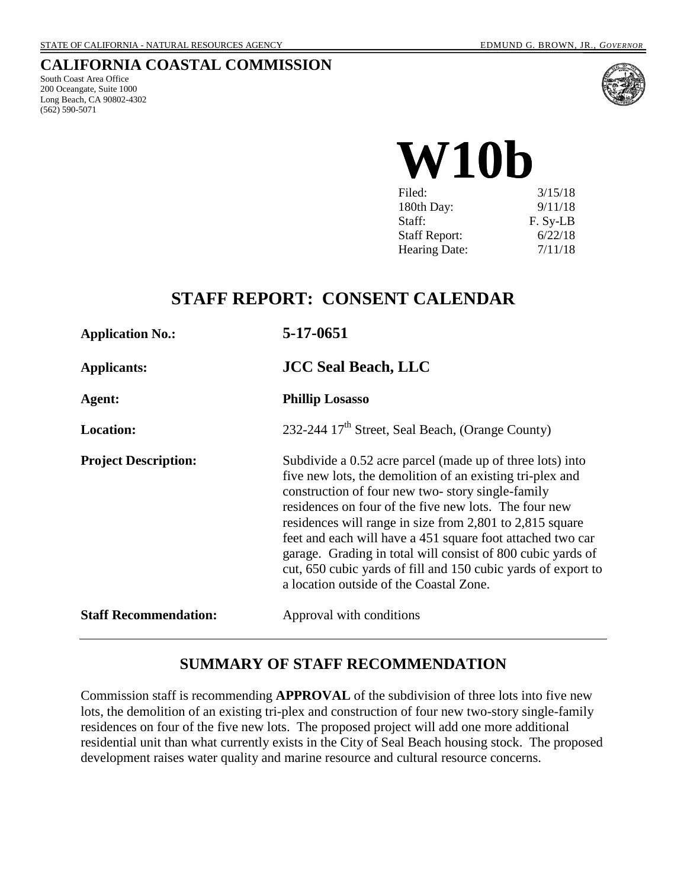STATE OF CALIFORNIA - NATURAL RESOURCES AGENCY EDMUND G. BROWN, JR., *GOVERNOR*

## CALIFORNIA COASTAL COMMISSION

South Coast Area Office
200 Oceangate, Suite 1000
Long Beach, CA 90802-4302
(562) 590-5071

# W10b

| | |
|---|---|
| Filed: | 3/15/18 |
| 180th Day: | 9/11/18 |
| Staff: | F. Sy-LB |
| Staff Report: | 6/22/18 |
| Hearing Date: | 7/11/18 |

# STAFF REPORT: CONSENT CALENDAR

| | |
|---|---|
| **Application No.:** | **5-17-0651** |
| **Applicants:** | **JCC Seal Beach, LLC** |
| **Agent:** | **Phillip Losasso** |
| **Location:** | 232-244 17th Street, Seal Beach, (Orange County) |
| **Project Description:** | Subdivide a 0.52 acre parcel (made up of three lots) into five new lots, the demolition of an existing tri-plex and construction of four new two- story single-family residences on four of the five new lots. The four new residences will range in size from 2,801 to 2,815 square feet and each will have a 451 square foot attached two car garage. Grading in total will consist of 800 cubic yards of cut, 650 cubic yards of fill and 150 cubic yards of export to a location outside of the Coastal Zone. |
| **Staff Recommendation:** | Approval with conditions |

## SUMMARY OF STAFF RECOMMENDATION

Commission staff is recommending **APPROVAL** of the subdivision of three lots into five new lots, the demolition of an existing tri-plex and construction of four new two-story single-family residences on four of the five new lots. The proposed project will add one more additional residential unit than what currently exists in the City of Seal Beach housing stock. The proposed development raises water quality and marine resource and cultural resource concerns.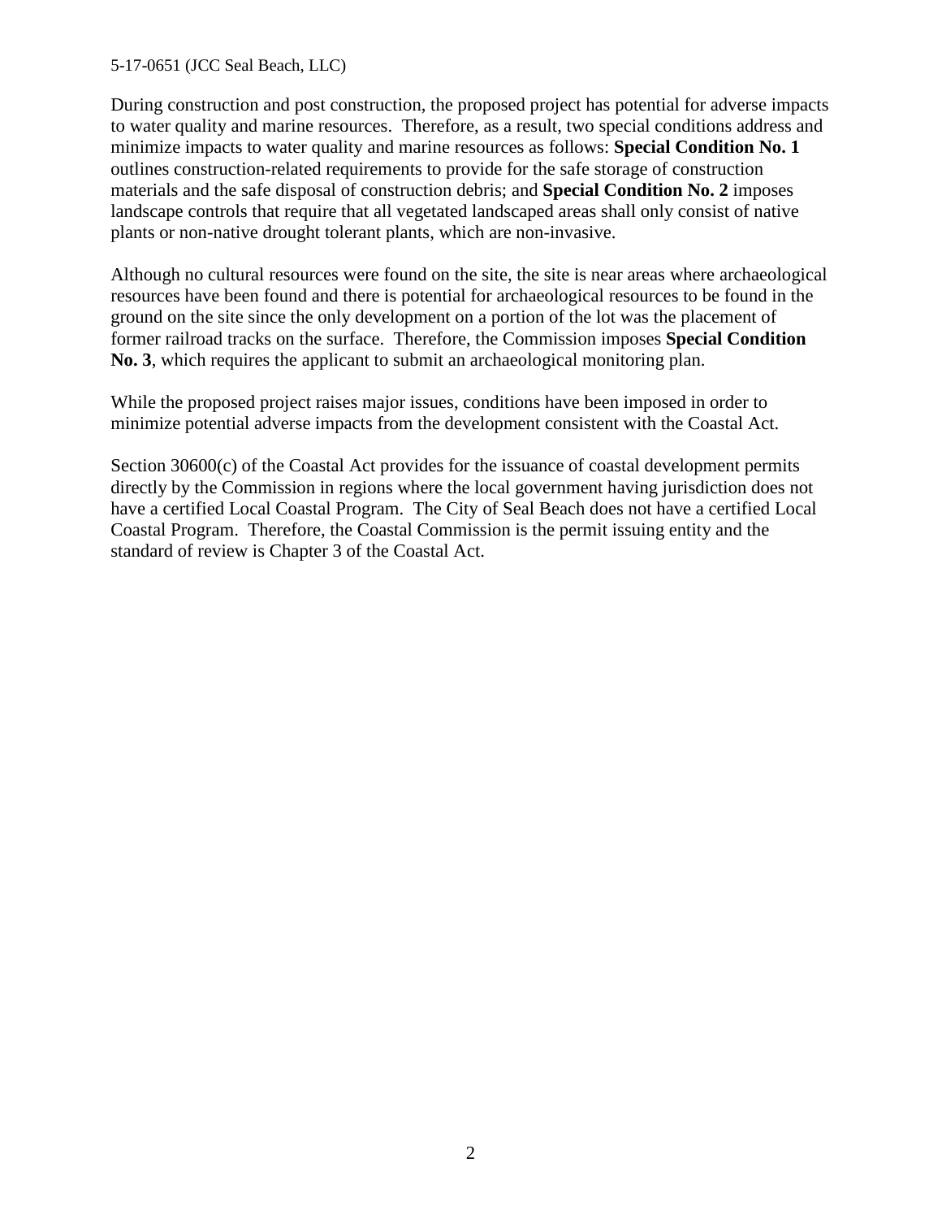During construction and post construction, the proposed project has potential for adverse impacts to water quality and marine resources. Therefore, as a result, two special conditions address and minimize impacts to water quality and marine resources as follows: **Special Condition No. 1** outlines construction-related requirements to provide for the safe storage of construction materials and the safe disposal of construction debris; and **Special Condition No. 2** imposes landscape controls that require that all vegetated landscaped areas shall only consist of native plants or non-native drought tolerant plants, which are non-invasive.

Although no cultural resources were found on the site, the site is near areas where archaeological resources have been found and there is potential for archaeological resources to be found in the ground on the site since the only development on a portion of the lot was the placement of former railroad tracks on the surface. Therefore, the Commission imposes **Special Condition No. 3**, which requires the applicant to submit an archaeological monitoring plan.

While the proposed project raises major issues, conditions have been imposed in order to minimize potential adverse impacts from the development consistent with the Coastal Act.

Section 30600(c) of the Coastal Act provides for the issuance of coastal development permits directly by the Commission in regions where the local government having jurisdiction does not have a certified Local Coastal Program. The City of Seal Beach does not have a certified Local Coastal Program. Therefore, the Coastal Commission is the permit issuing entity and the standard of review is Chapter 3 of the Coastal Act.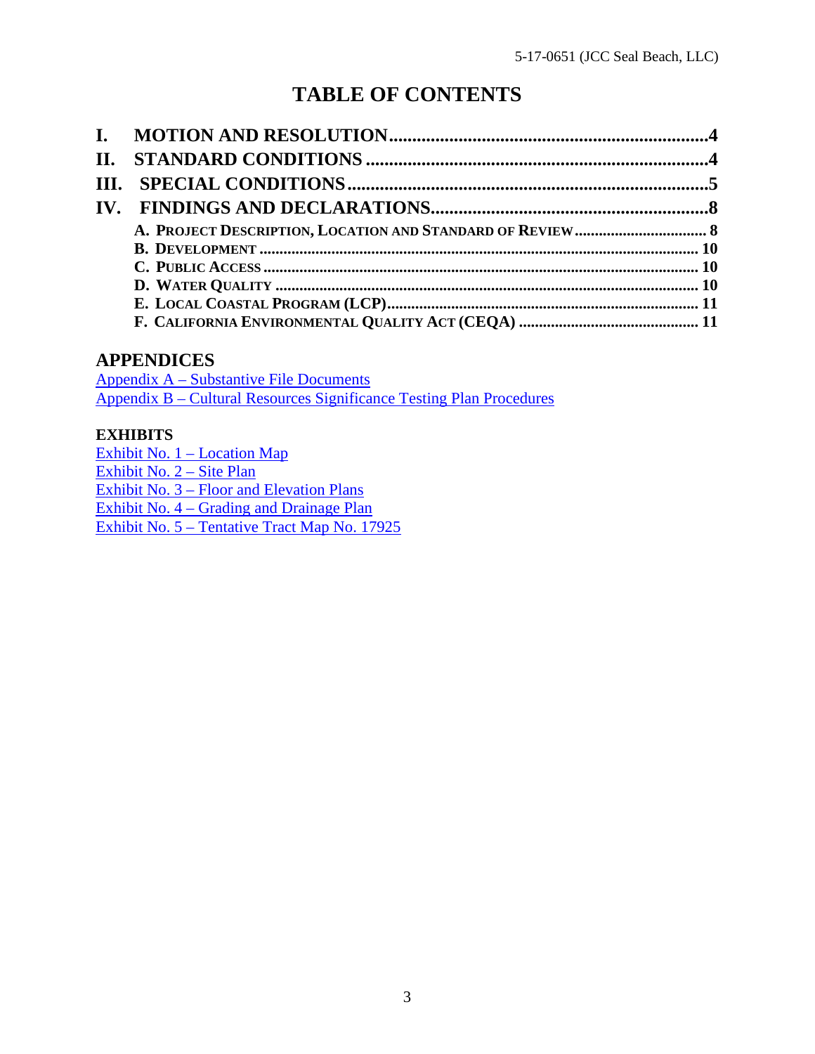# TABLE OF CONTENTS

**I. MOTION AND RESOLUTION.....................................................................4**
**II. STANDARD CONDITIONS .........................................................................4**
**III. SPECIAL CONDITIONS.............................................................................5**
**IV. FINDINGS AND DECLARATIONS...........................................................8**

- **A. PROJECT DESCRIPTION, LOCATION AND STANDARD OF REVIEW ................................ 8**
- **B. DEVELOPMENT ........................................................................................................ 10**
- **C. PUBLIC ACCESS ....................................................................................................... 10**
- **D. WATER QUALITY ...................................................................................................... 10**
- **E. LOCAL COASTAL PROGRAM (LCP)........................................................................... 11**
- **F. CALIFORNIA ENVIRONMENTAL QUALITY ACT (CEQA) ............................................ 11**

## APPENDICES

Appendix A – Substantive File Documents
Appendix B – Cultural Resources Significance Testing Plan Procedures

### EXHIBITS

Exhibit No. 1 – Location Map
Exhibit No. 2 – Site Plan
Exhibit No. 3 – Floor and Elevation Plans
Exhibit No. 4 – Grading and Drainage Plan
Exhibit No. 5 – Tentative Tract Map No. 17925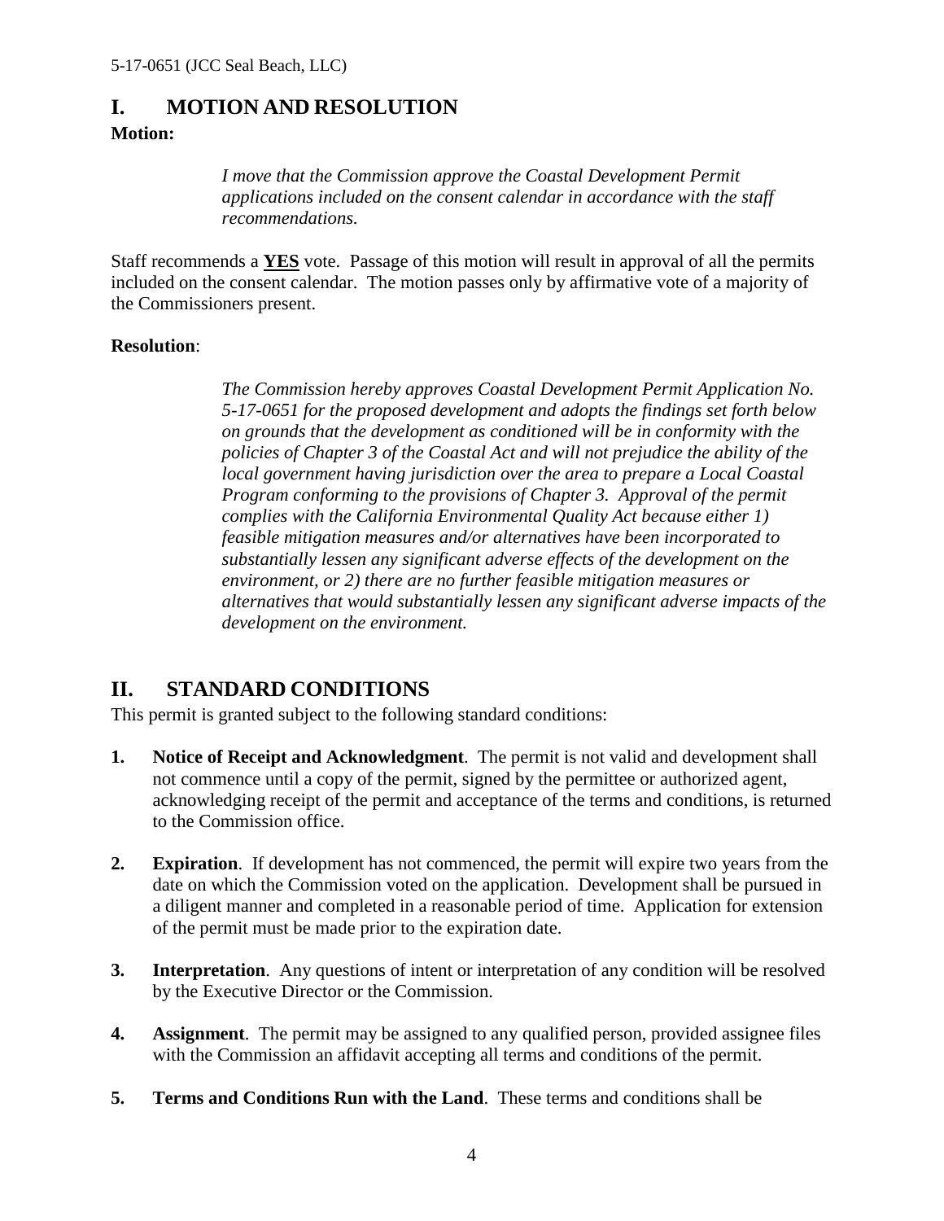## I. MOTION AND RESOLUTION

**Motion:**

> *I move that the Commission approve the Coastal Development Permit applications included on the consent calendar in accordance with the staff recommendations.*

Staff recommends a **YES** vote. Passage of this motion will result in approval of all the permits included on the consent calendar. The motion passes only by affirmative vote of a majority of the Commissioners present.

**Resolution**:

> *The Commission hereby approves Coastal Development Permit Application No. 5-17-0651 for the proposed development and adopts the findings set forth below on grounds that the development as conditioned will be in conformity with the policies of Chapter 3 of the Coastal Act and will not prejudice the ability of the local government having jurisdiction over the area to prepare a Local Coastal Program conforming to the provisions of Chapter 3. Approval of the permit complies with the California Environmental Quality Act because either 1) feasible mitigation measures and/or alternatives have been incorporated to substantially lessen any significant adverse effects of the development on the environment, or 2) there are no further feasible mitigation measures or alternatives that would substantially lessen any significant adverse impacts of the development on the environment.*

## II. STANDARD CONDITIONS

This permit is granted subject to the following standard conditions:

1. **Notice of Receipt and Acknowledgment**. The permit is not valid and development shall not commence until a copy of the permit, signed by the permittee or authorized agent, acknowledging receipt of the permit and acceptance of the terms and conditions, is returned to the Commission office.

2. **Expiration**. If development has not commenced, the permit will expire two years from the date on which the Commission voted on the application. Development shall be pursued in a diligent manner and completed in a reasonable period of time. Application for extension of the permit must be made prior to the expiration date.

3. **Interpretation**. Any questions of intent or interpretation of any condition will be resolved by the Executive Director or the Commission.

4. **Assignment**. The permit may be assigned to any qualified person, provided assignee files with the Commission an affidavit accepting all terms and conditions of the permit.

5. **Terms and Conditions Run with the Land**. These terms and conditions shall be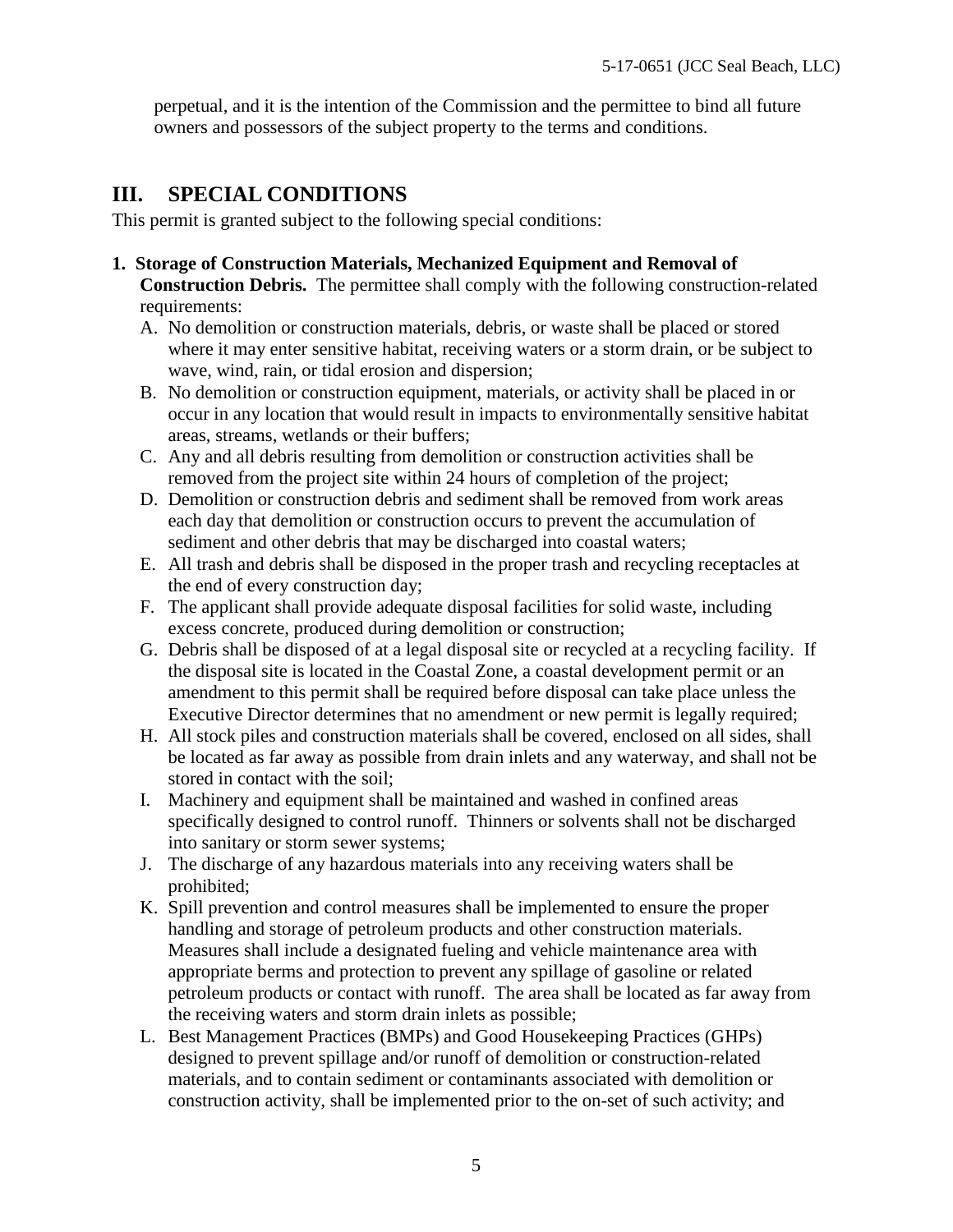perpetual, and it is the intention of the Commission and the permittee to bind all future owners and possessors of the subject property to the terms and conditions.

## III. SPECIAL CONDITIONS

This permit is granted subject to the following special conditions:

1. **Storage of Construction Materials, Mechanized Equipment and Removal of Construction Debris.** The permittee shall comply with the following construction-related requirements:
   - A. No demolition or construction materials, debris, or waste shall be placed or stored where it may enter sensitive habitat, receiving waters or a storm drain, or be subject to wave, wind, rain, or tidal erosion and dispersion;
   - B. No demolition or construction equipment, materials, or activity shall be placed in or occur in any location that would result in impacts to environmentally sensitive habitat areas, streams, wetlands or their buffers;
   - C. Any and all debris resulting from demolition or construction activities shall be removed from the project site within 24 hours of completion of the project;
   - D. Demolition or construction debris and sediment shall be removed from work areas each day that demolition or construction occurs to prevent the accumulation of sediment and other debris that may be discharged into coastal waters;
   - E. All trash and debris shall be disposed in the proper trash and recycling receptacles at the end of every construction day;
   - F. The applicant shall provide adequate disposal facilities for solid waste, including excess concrete, produced during demolition or construction;
   - G. Debris shall be disposed of at a legal disposal site or recycled at a recycling facility. If the disposal site is located in the Coastal Zone, a coastal development permit or an amendment to this permit shall be required before disposal can take place unless the Executive Director determines that no amendment or new permit is legally required;
   - H. All stock piles and construction materials shall be covered, enclosed on all sides, shall be located as far away as possible from drain inlets and any waterway, and shall not be stored in contact with the soil;
   - I. Machinery and equipment shall be maintained and washed in confined areas specifically designed to control runoff. Thinners or solvents shall not be discharged into sanitary or storm sewer systems;
   - J. The discharge of any hazardous materials into any receiving waters shall be prohibited;
   - K. Spill prevention and control measures shall be implemented to ensure the proper handling and storage of petroleum products and other construction materials. Measures shall include a designated fueling and vehicle maintenance area with appropriate berms and protection to prevent any spillage of gasoline or related petroleum products or contact with runoff. The area shall be located as far away from the receiving waters and storm drain inlets as possible;
   - L. Best Management Practices (BMPs) and Good Housekeeping Practices (GHPs) designed to prevent spillage and/or runoff of demolition or construction-related materials, and to contain sediment or contaminants associated with demolition or construction activity, shall be implemented prior to the on-set of such activity; and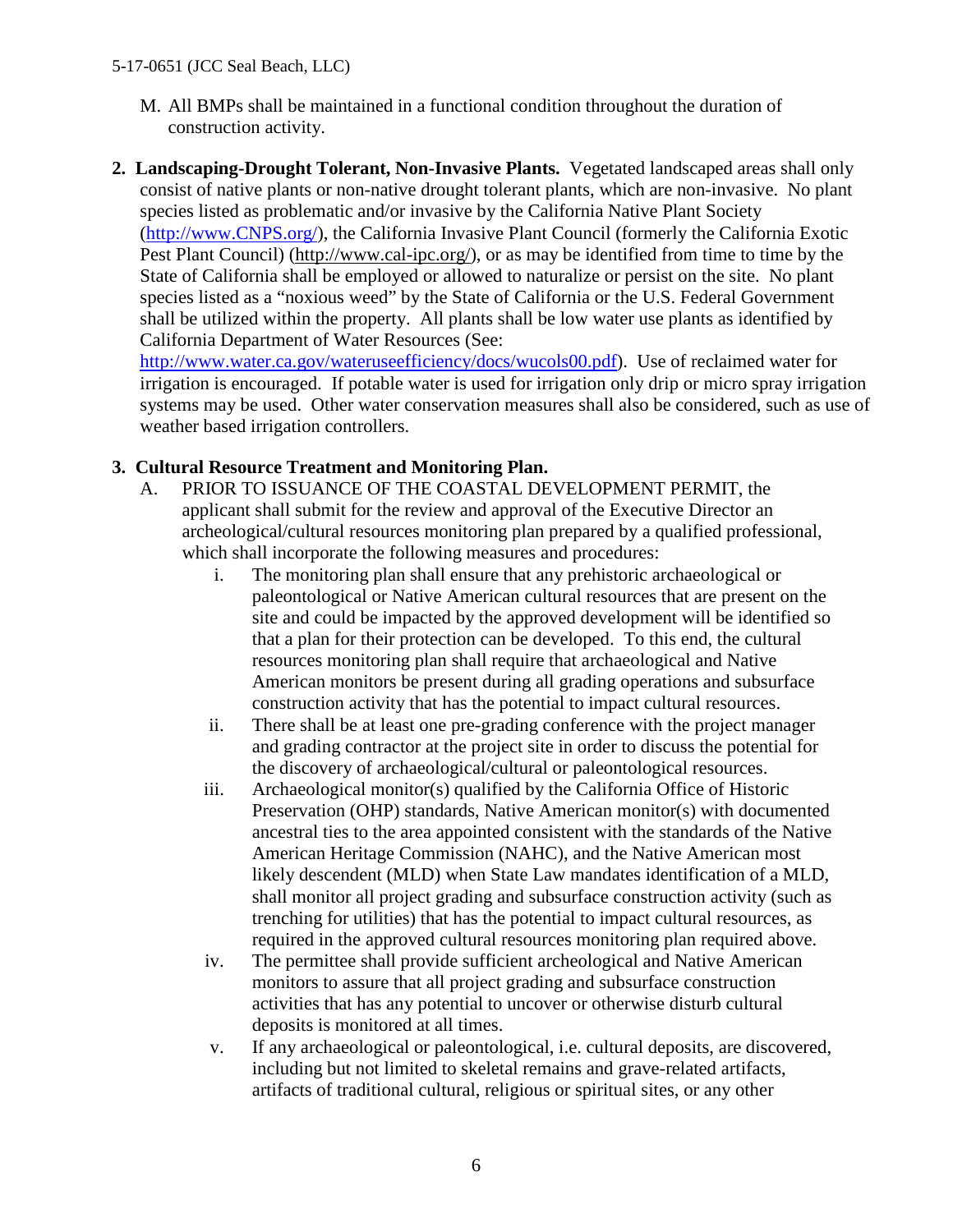M. All BMPs shall be maintained in a functional condition throughout the duration of construction activity.

**2. Landscaping-Drought Tolerant, Non-Invasive Plants.** Vegetated landscaped areas shall only consist of native plants or non-native drought tolerant plants, which are non-invasive. No plant species listed as problematic and/or invasive by the California Native Plant Society (http://www.CNPS.org/), the California Invasive Plant Council (formerly the California Exotic Pest Plant Council) (http://www.cal-ipc.org/), or as may be identified from time to time by the State of California shall be employed or allowed to naturalize or persist on the site. No plant species listed as a "noxious weed" by the State of California or the U.S. Federal Government shall be utilized within the property. All plants shall be low water use plants as identified by California Department of Water Resources (See: http://www.water.ca.gov/wateruseefficiency/docs/wucols00.pdf). Use of reclaimed water for irrigation is encouraged. If potable water is used for irrigation only drip or micro spray irrigation systems may be used. Other water conservation measures shall also be considered, such as use of weather based irrigation controllers.

**3. Cultural Resource Treatment and Monitoring Plan.**

A. PRIOR TO ISSUANCE OF THE COASTAL DEVELOPMENT PERMIT, the applicant shall submit for the review and approval of the Executive Director an archeological/cultural resources monitoring plan prepared by a qualified professional, which shall incorporate the following measures and procedures:

i. The monitoring plan shall ensure that any prehistoric archaeological or paleontological or Native American cultural resources that are present on the site and could be impacted by the approved development will be identified so that a plan for their protection can be developed. To this end, the cultural resources monitoring plan shall require that archaeological and Native American monitors be present during all grading operations and subsurface construction activity that has the potential to impact cultural resources.

ii. There shall be at least one pre-grading conference with the project manager and grading contractor at the project site in order to discuss the potential for the discovery of archaeological/cultural or paleontological resources.

iii. Archaeological monitor(s) qualified by the California Office of Historic Preservation (OHP) standards, Native American monitor(s) with documented ancestral ties to the area appointed consistent with the standards of the Native American Heritage Commission (NAHC), and the Native American most likely descendent (MLD) when State Law mandates identification of a MLD, shall monitor all project grading and subsurface construction activity (such as trenching for utilities) that has the potential to impact cultural resources, as required in the approved cultural resources monitoring plan required above.

iv. The permittee shall provide sufficient archeological and Native American monitors to assure that all project grading and subsurface construction activities that has any potential to uncover or otherwise disturb cultural deposits is monitored at all times.

v. If any archaeological or paleontological, i.e. cultural deposits, are discovered, including but not limited to skeletal remains and grave-related artifacts, artifacts of traditional cultural, religious or spiritual sites, or any other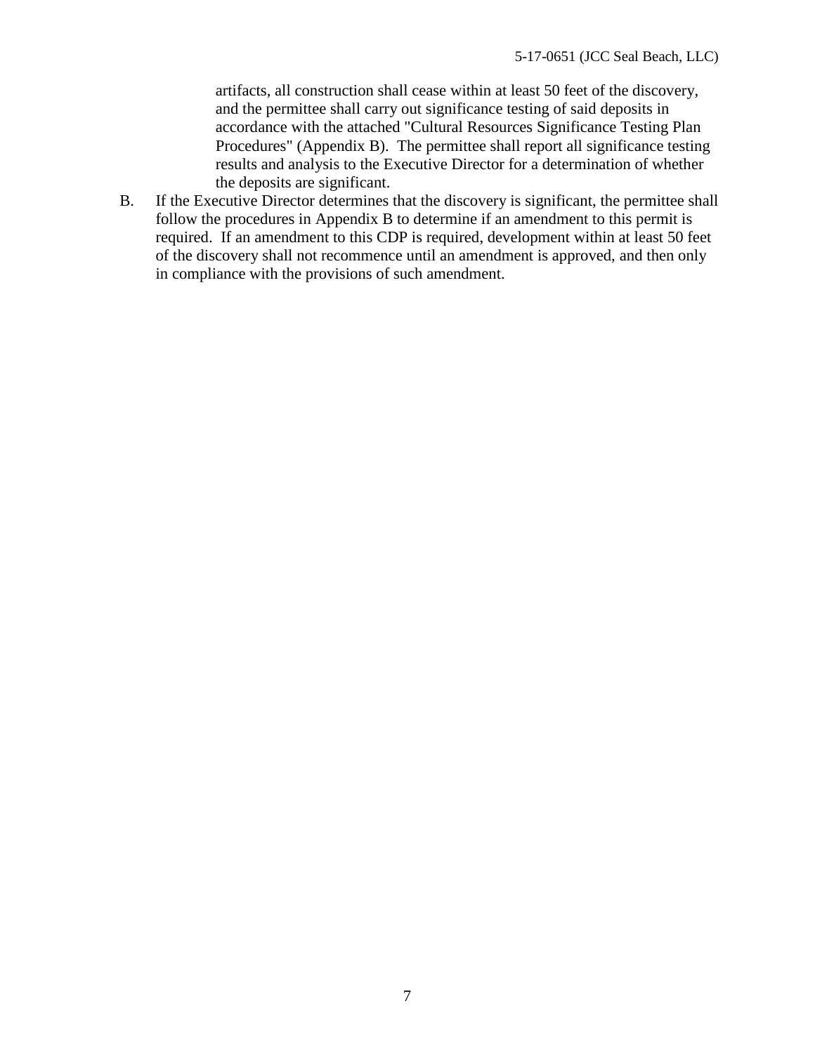artifacts, all construction shall cease within at least 50 feet of the discovery, and the permittee shall carry out significance testing of said deposits in accordance with the attached "Cultural Resources Significance Testing Plan Procedures" (Appendix B). The permittee shall report all significance testing results and analysis to the Executive Director for a determination of whether the deposits are significant.

B. If the Executive Director determines that the discovery is significant, the permittee shall follow the procedures in Appendix B to determine if an amendment to this permit is required. If an amendment to this CDP is required, development within at least 50 feet of the discovery shall not recommence until an amendment is approved, and then only in compliance with the provisions of such amendment.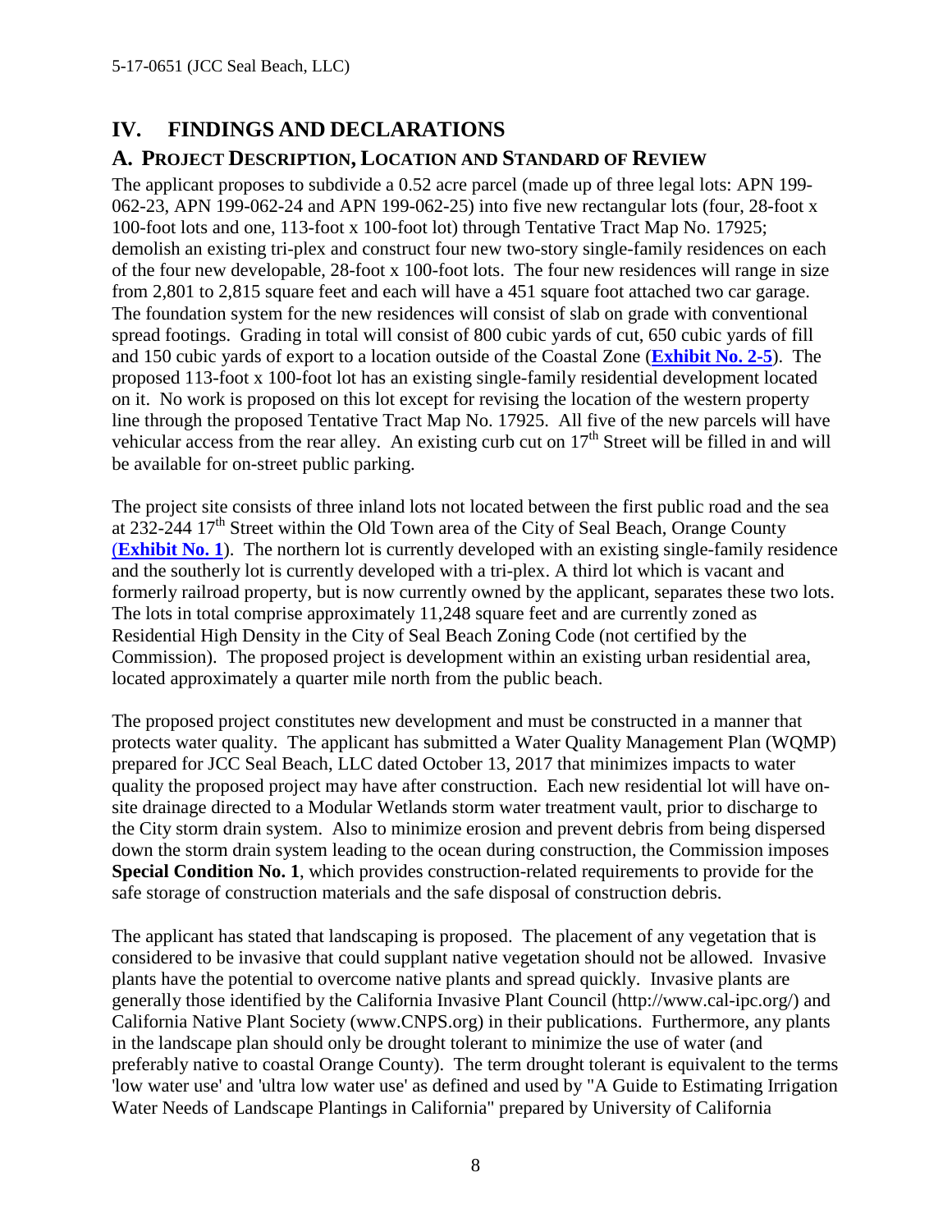# IV. FINDINGS AND DECLARATIONS

## A. PROJECT DESCRIPTION, LOCATION AND STANDARD OF REVIEW

The applicant proposes to subdivide a 0.52 acre parcel (made up of three legal lots: APN 199-062-23, APN 199-062-24 and APN 199-062-25) into five new rectangular lots (four, 28-foot x 100-foot lots and one, 113-foot x 100-foot lot) through Tentative Tract Map No. 17925; demolish an existing tri-plex and construct four new two-story single-family residences on each of the four new developable, 28-foot x 100-foot lots. The four new residences will range in size from 2,801 to 2,815 square feet and each will have a 451 square foot attached two car garage. The foundation system for the new residences will consist of slab on grade with conventional spread footings. Grading in total will consist of 800 cubic yards of cut, 650 cubic yards of fill and 150 cubic yards of export to a location outside of the Coastal Zone (**Exhibit No. 2-5**). The proposed 113-foot x 100-foot lot has an existing single-family residential development located on it. No work is proposed on this lot except for revising the location of the western property line through the proposed Tentative Tract Map No. 17925. All five of the new parcels will have vehicular access from the rear alley. An existing curb cut on 17th Street will be filled in and will be available for on-street public parking.

The project site consists of three inland lots not located between the first public road and the sea at 232-244 17th Street within the Old Town area of the City of Seal Beach, Orange County (**Exhibit No. 1**). The northern lot is currently developed with an existing single-family residence and the southerly lot is currently developed with a tri-plex. A third lot which is vacant and formerly railroad property, but is now currently owned by the applicant, separates these two lots. The lots in total comprise approximately 11,248 square feet and are currently zoned as Residential High Density in the City of Seal Beach Zoning Code (not certified by the Commission). The proposed project is development within an existing urban residential area, located approximately a quarter mile north from the public beach.

The proposed project constitutes new development and must be constructed in a manner that protects water quality. The applicant has submitted a Water Quality Management Plan (WQMP) prepared for JCC Seal Beach, LLC dated October 13, 2017 that minimizes impacts to water quality the proposed project may have after construction. Each new residential lot will have on-site drainage directed to a Modular Wetlands storm water treatment vault, prior to discharge to the City storm drain system. Also to minimize erosion and prevent debris from being dispersed down the storm drain system leading to the ocean during construction, the Commission imposes **Special Condition No. 1**, which provides construction-related requirements to provide for the safe storage of construction materials and the safe disposal of construction debris.

The applicant has stated that landscaping is proposed. The placement of any vegetation that is considered to be invasive that could supplant native vegetation should not be allowed. Invasive plants have the potential to overcome native plants and spread quickly. Invasive plants are generally those identified by the California Invasive Plant Council (http://www.cal-ipc.org/) and California Native Plant Society (www.CNPS.org) in their publications. Furthermore, any plants in the landscape plan should only be drought tolerant to minimize the use of water (and preferably native to coastal Orange County). The term drought tolerant is equivalent to the terms 'low water use' and 'ultra low water use' as defined and used by "A Guide to Estimating Irrigation Water Needs of Landscape Plantings in California" prepared by University of California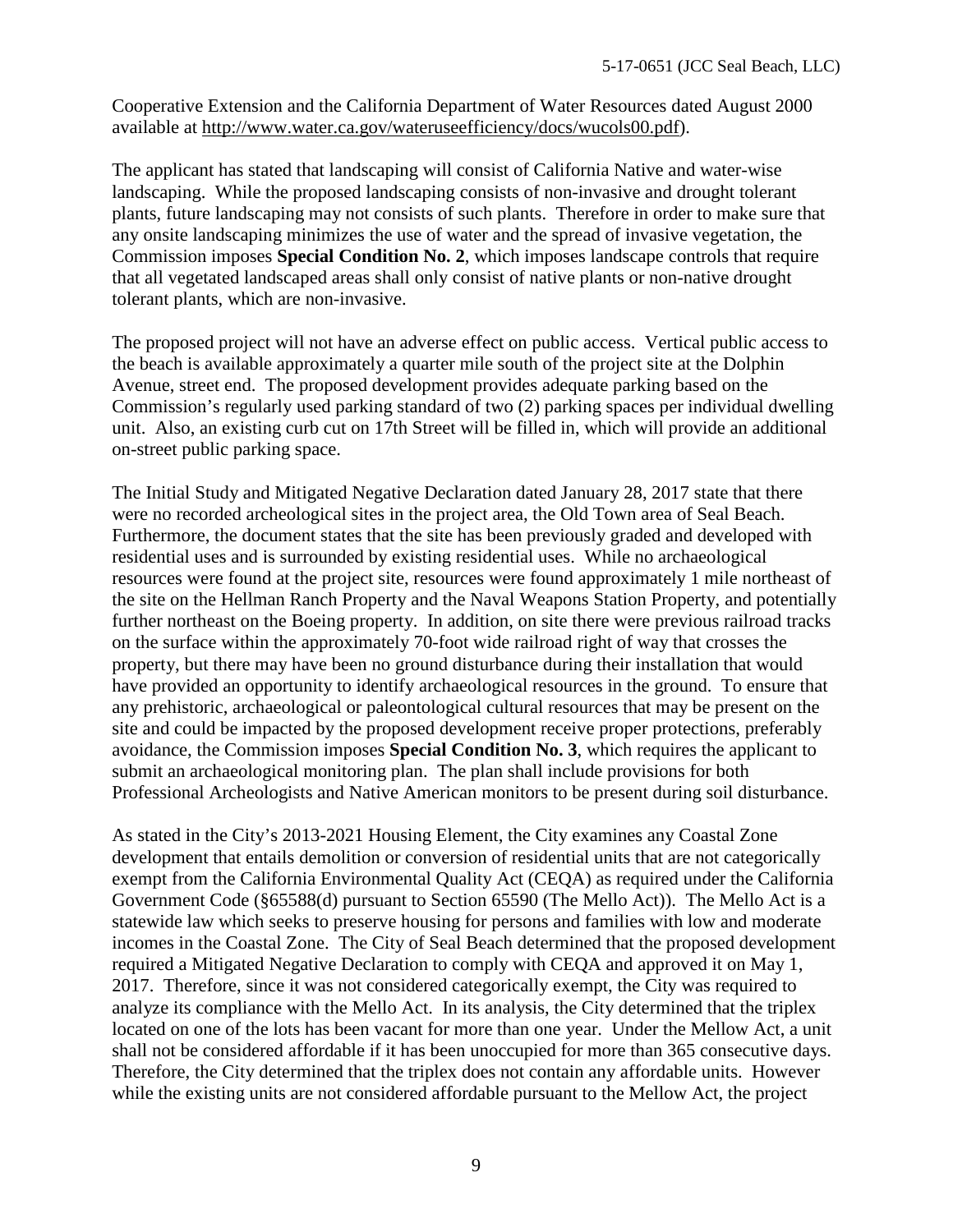Cooperative Extension and the California Department of Water Resources dated August 2000 available at http://www.water.ca.gov/wateruseefficiency/docs/wucols00.pdf).

The applicant has stated that landscaping will consist of California Native and water-wise landscaping. While the proposed landscaping consists of non-invasive and drought tolerant plants, future landscaping may not consists of such plants. Therefore in order to make sure that any onsite landscaping minimizes the use of water and the spread of invasive vegetation, the Commission imposes **Special Condition No. 2**, which imposes landscape controls that require that all vegetated landscaped areas shall only consist of native plants or non-native drought tolerant plants, which are non-invasive.

The proposed project will not have an adverse effect on public access. Vertical public access to the beach is available approximately a quarter mile south of the project site at the Dolphin Avenue, street end. The proposed development provides adequate parking based on the Commission's regularly used parking standard of two (2) parking spaces per individual dwelling unit. Also, an existing curb cut on 17th Street will be filled in, which will provide an additional on-street public parking space.

The Initial Study and Mitigated Negative Declaration dated January 28, 2017 state that there were no recorded archeological sites in the project area, the Old Town area of Seal Beach. Furthermore, the document states that the site has been previously graded and developed with residential uses and is surrounded by existing residential uses. While no archaeological resources were found at the project site, resources were found approximately 1 mile northeast of the site on the Hellman Ranch Property and the Naval Weapons Station Property, and potentially further northeast on the Boeing property. In addition, on site there were previous railroad tracks on the surface within the approximately 70-foot wide railroad right of way that crosses the property, but there may have been no ground disturbance during their installation that would have provided an opportunity to identify archaeological resources in the ground. To ensure that any prehistoric, archaeological or paleontological cultural resources that may be present on the site and could be impacted by the proposed development receive proper protections, preferably avoidance, the Commission imposes **Special Condition No. 3**, which requires the applicant to submit an archaeological monitoring plan. The plan shall include provisions for both Professional Archeologists and Native American monitors to be present during soil disturbance.

As stated in the City's 2013-2021 Housing Element, the City examines any Coastal Zone development that entails demolition or conversion of residential units that are not categorically exempt from the California Environmental Quality Act (CEQA) as required under the California Government Code (§65588(d) pursuant to Section 65590 (The Mello Act)). The Mello Act is a statewide law which seeks to preserve housing for persons and families with low and moderate incomes in the Coastal Zone. The City of Seal Beach determined that the proposed development required a Mitigated Negative Declaration to comply with CEQA and approved it on May 1, 2017. Therefore, since it was not considered categorically exempt, the City was required to analyze its compliance with the Mello Act. In its analysis, the City determined that the triplex located on one of the lots has been vacant for more than one year. Under the Mellow Act, a unit shall not be considered affordable if it has been unoccupied for more than 365 consecutive days. Therefore, the City determined that the triplex does not contain any affordable units. However while the existing units are not considered affordable pursuant to the Mellow Act, the project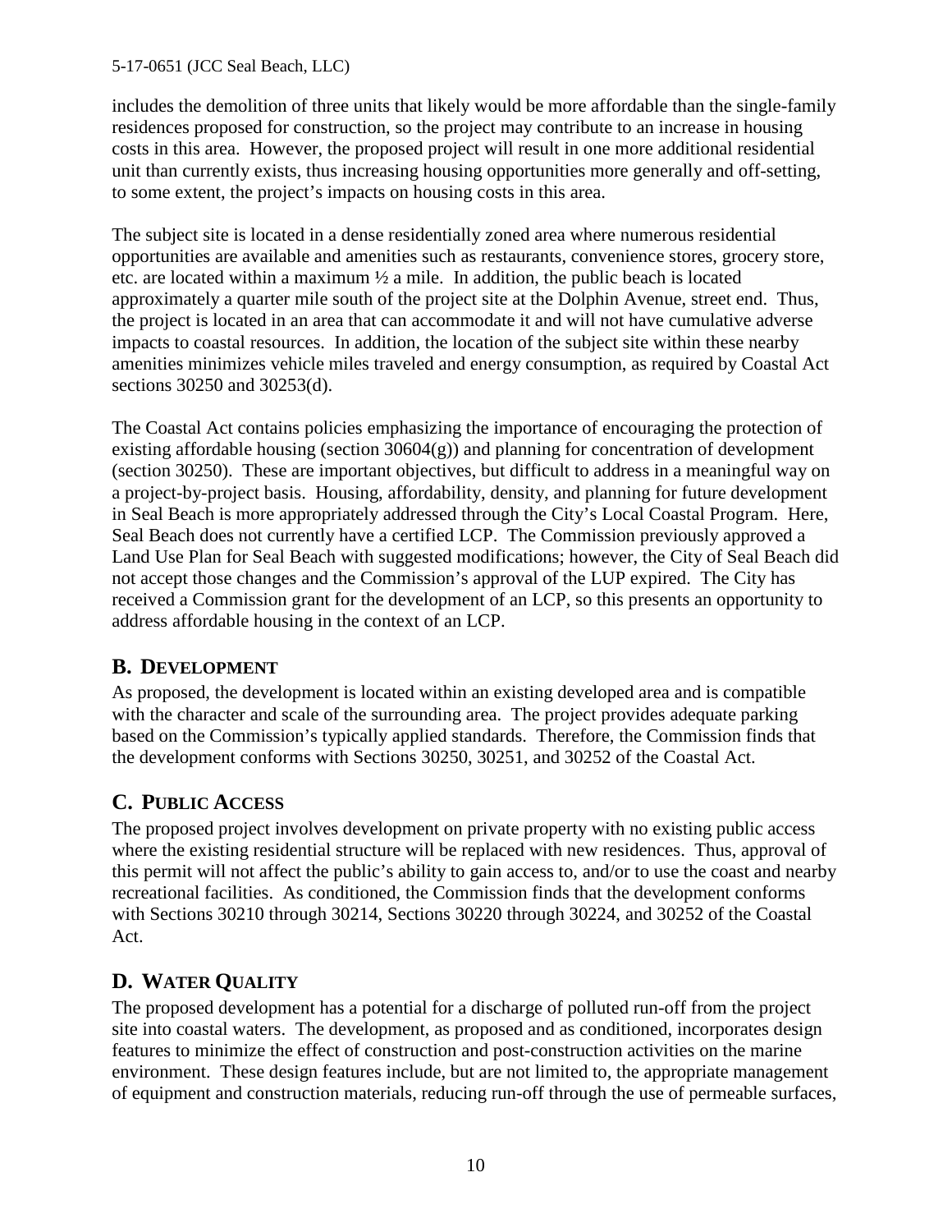includes the demolition of three units that likely would be more affordable than the single-family residences proposed for construction, so the project may contribute to an increase in housing costs in this area. However, the proposed project will result in one more additional residential unit than currently exists, thus increasing housing opportunities more generally and off-setting, to some extent, the project's impacts on housing costs in this area.

The subject site is located in a dense residentially zoned area where numerous residential opportunities are available and amenities such as restaurants, convenience stores, grocery store, etc. are located within a maximum ½ a mile. In addition, the public beach is located approximately a quarter mile south of the project site at the Dolphin Avenue, street end. Thus, the project is located in an area that can accommodate it and will not have cumulative adverse impacts to coastal resources. In addition, the location of the subject site within these nearby amenities minimizes vehicle miles traveled and energy consumption, as required by Coastal Act sections 30250 and 30253(d).

The Coastal Act contains policies emphasizing the importance of encouraging the protection of existing affordable housing (section 30604(g)) and planning for concentration of development (section 30250). These are important objectives, but difficult to address in a meaningful way on a project-by-project basis. Housing, affordability, density, and planning for future development in Seal Beach is more appropriately addressed through the City's Local Coastal Program. Here, Seal Beach does not currently have a certified LCP. The Commission previously approved a Land Use Plan for Seal Beach with suggested modifications; however, the City of Seal Beach did not accept those changes and the Commission's approval of the LUP expired. The City has received a Commission grant for the development of an LCP, so this presents an opportunity to address affordable housing in the context of an LCP.

## B. Development

As proposed, the development is located within an existing developed area and is compatible with the character and scale of the surrounding area. The project provides adequate parking based on the Commission's typically applied standards. Therefore, the Commission finds that the development conforms with Sections 30250, 30251, and 30252 of the Coastal Act.

## C. Public Access

The proposed project involves development on private property with no existing public access where the existing residential structure will be replaced with new residences. Thus, approval of this permit will not affect the public's ability to gain access to, and/or to use the coast and nearby recreational facilities. As conditioned, the Commission finds that the development conforms with Sections 30210 through 30214, Sections 30220 through 30224, and 30252 of the Coastal Act.

## D. Water Quality

The proposed development has a potential for a discharge of polluted run-off from the project site into coastal waters. The development, as proposed and as conditioned, incorporates design features to minimize the effect of construction and post-construction activities on the marine environment. These design features include, but are not limited to, the appropriate management of equipment and construction materials, reducing run-off through the use of permeable surfaces,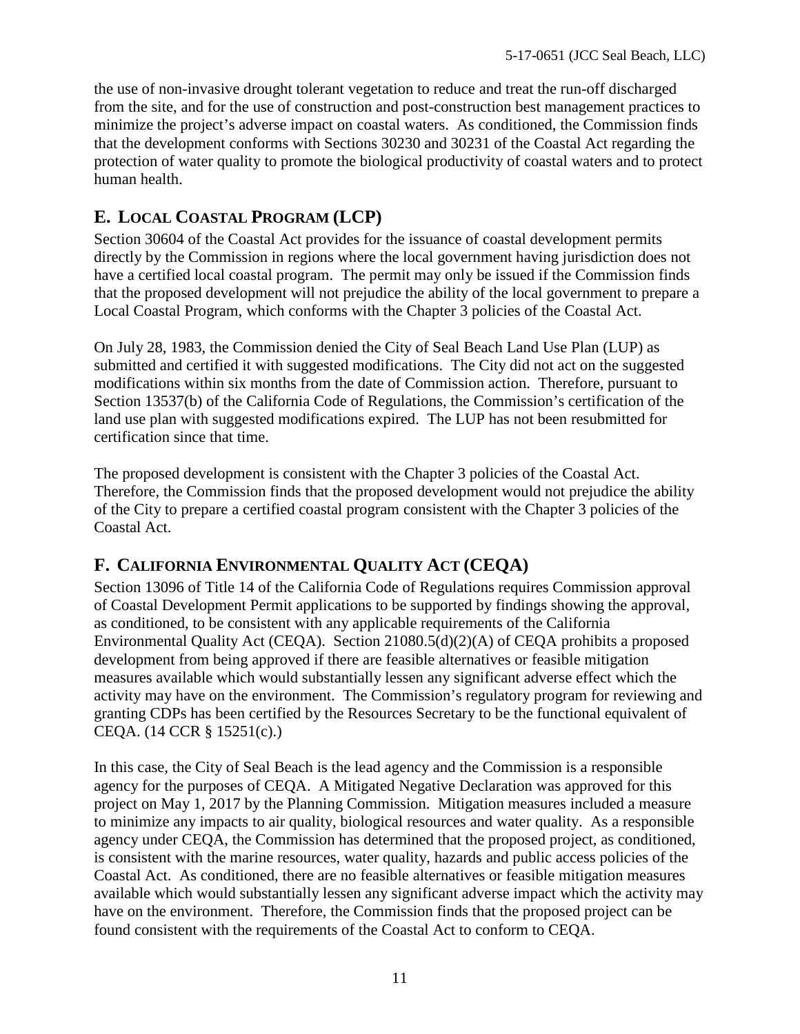the use of non-invasive drought tolerant vegetation to reduce and treat the run-off discharged from the site, and for the use of construction and post-construction best management practices to minimize the project's adverse impact on coastal waters. As conditioned, the Commission finds that the development conforms with Sections 30230 and 30231 of the Coastal Act regarding the protection of water quality to promote the biological productivity of coastal waters and to protect human health.

## E. LOCAL COASTAL PROGRAM (LCP)

Section 30604 of the Coastal Act provides for the issuance of coastal development permits directly by the Commission in regions where the local government having jurisdiction does not have a certified local coastal program. The permit may only be issued if the Commission finds that the proposed development will not prejudice the ability of the local government to prepare a Local Coastal Program, which conforms with the Chapter 3 policies of the Coastal Act.

On July 28, 1983, the Commission denied the City of Seal Beach Land Use Plan (LUP) as submitted and certified it with suggested modifications. The City did not act on the suggested modifications within six months from the date of Commission action. Therefore, pursuant to Section 13537(b) of the California Code of Regulations, the Commission's certification of the land use plan with suggested modifications expired. The LUP has not been resubmitted for certification since that time.

The proposed development is consistent with the Chapter 3 policies of the Coastal Act. Therefore, the Commission finds that the proposed development would not prejudice the ability of the City to prepare a certified coastal program consistent with the Chapter 3 policies of the Coastal Act.

## F. CALIFORNIA ENVIRONMENTAL QUALITY ACT (CEQA)

Section 13096 of Title 14 of the California Code of Regulations requires Commission approval of Coastal Development Permit applications to be supported by findings showing the approval, as conditioned, to be consistent with any applicable requirements of the California Environmental Quality Act (CEQA). Section 21080.5(d)(2)(A) of CEQA prohibits a proposed development from being approved if there are feasible alternatives or feasible mitigation measures available which would substantially lessen any significant adverse effect which the activity may have on the environment. The Commission's regulatory program for reviewing and granting CDPs has been certified by the Resources Secretary to be the functional equivalent of CEQA. (14 CCR § 15251(c).)

In this case, the City of Seal Beach is the lead agency and the Commission is a responsible agency for the purposes of CEQA. A Mitigated Negative Declaration was approved for this project on May 1, 2017 by the Planning Commission. Mitigation measures included a measure to minimize any impacts to air quality, biological resources and water quality. As a responsible agency under CEQA, the Commission has determined that the proposed project, as conditioned, is consistent with the marine resources, water quality, hazards and public access policies of the Coastal Act. As conditioned, there are no feasible alternatives or feasible mitigation measures available which would substantially lessen any significant adverse impact which the activity may have on the environment. Therefore, the Commission finds that the proposed project can be found consistent with the requirements of the Coastal Act to conform to CEQA.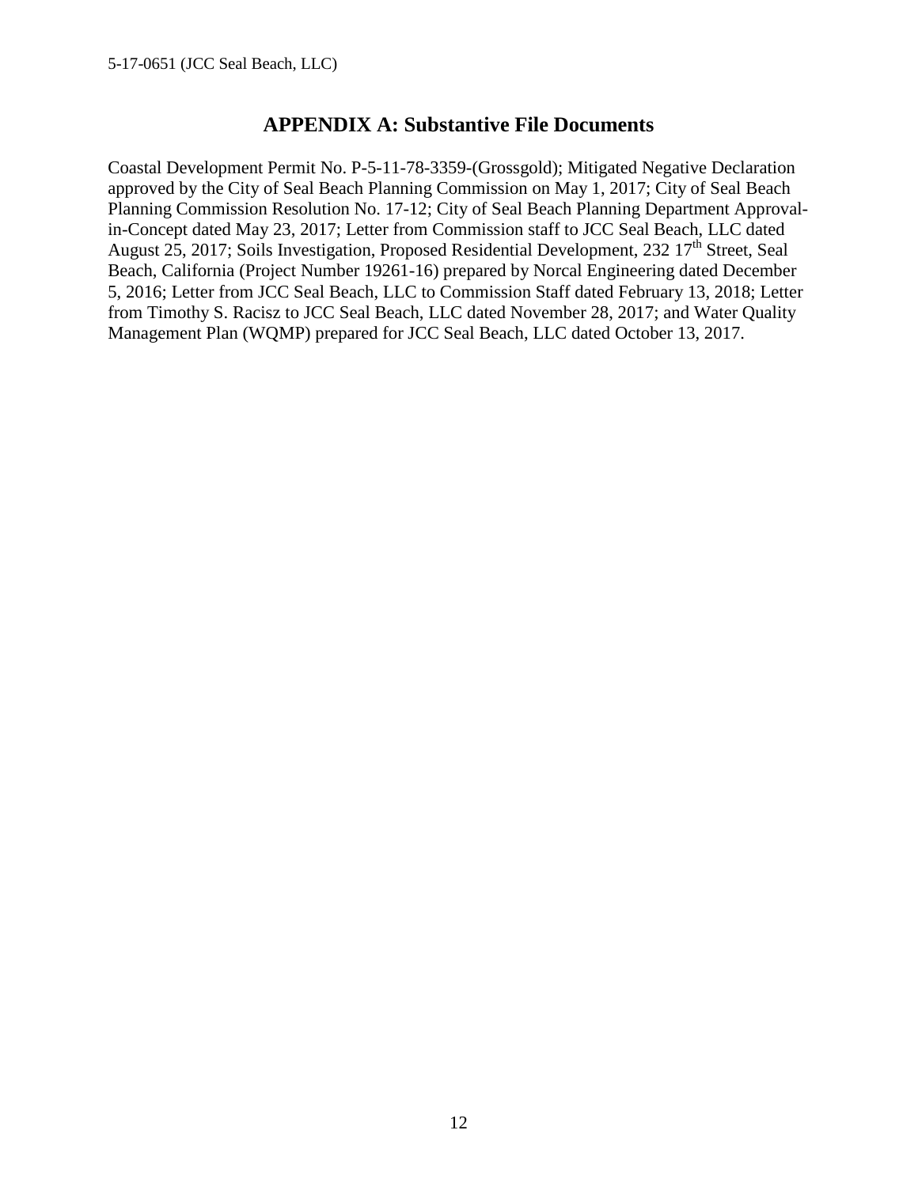## APPENDIX A: Substantive File Documents

Coastal Development Permit No. P-5-11-78-3359-(Grossgold); Mitigated Negative Declaration approved by the City of Seal Beach Planning Commission on May 1, 2017; City of Seal Beach Planning Commission Resolution No. 17-12; City of Seal Beach Planning Department Approval-in-Concept dated May 23, 2017; Letter from Commission staff to JCC Seal Beach, LLC dated August 25, 2017; Soils Investigation, Proposed Residential Development, 232 17th Street, Seal Beach, California (Project Number 19261-16) prepared by Norcal Engineering dated December 5, 2016; Letter from JCC Seal Beach, LLC to Commission Staff dated February 13, 2018; Letter from Timothy S. Racisz to JCC Seal Beach, LLC dated November 28, 2017; and Water Quality Management Plan (WQMP) prepared for JCC Seal Beach, LLC dated October 13, 2017.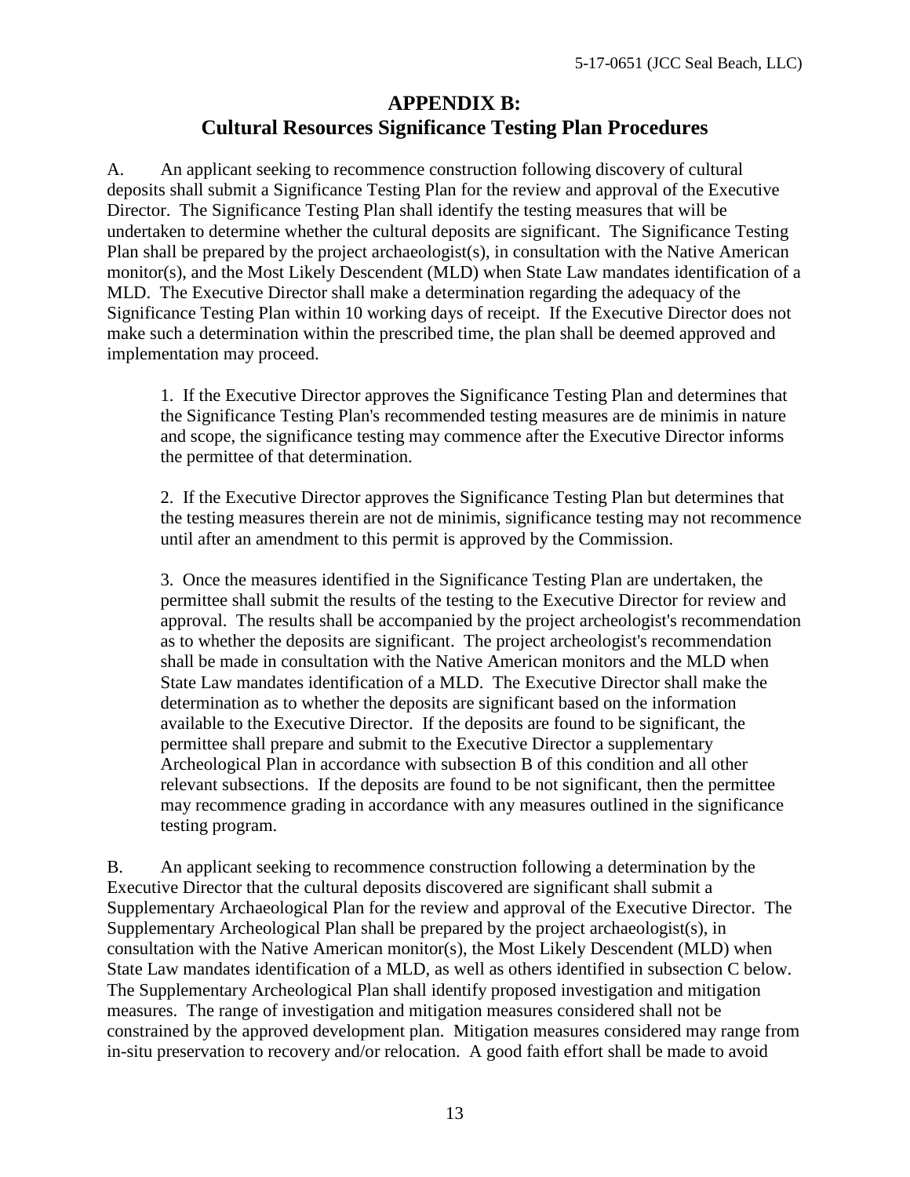# APPENDIX B:
## Cultural Resources Significance Testing Plan Procedures

A. An applicant seeking to recommence construction following discovery of cultural deposits shall submit a Significance Testing Plan for the review and approval of the Executive Director. The Significance Testing Plan shall identify the testing measures that will be undertaken to determine whether the cultural deposits are significant. The Significance Testing Plan shall be prepared by the project archaeologist(s), in consultation with the Native American monitor(s), and the Most Likely Descendent (MLD) when State Law mandates identification of a MLD. The Executive Director shall make a determination regarding the adequacy of the Significance Testing Plan within 10 working days of receipt. If the Executive Director does not make such a determination within the prescribed time, the plan shall be deemed approved and implementation may proceed.

1. If the Executive Director approves the Significance Testing Plan and determines that the Significance Testing Plan's recommended testing measures are de minimis in nature and scope, the significance testing may commence after the Executive Director informs the permittee of that determination.

2. If the Executive Director approves the Significance Testing Plan but determines that the testing measures therein are not de minimis, significance testing may not recommence until after an amendment to this permit is approved by the Commission.

3. Once the measures identified in the Significance Testing Plan are undertaken, the permittee shall submit the results of the testing to the Executive Director for review and approval. The results shall be accompanied by the project archeologist's recommendation as to whether the deposits are significant. The project archeologist's recommendation shall be made in consultation with the Native American monitors and the MLD when State Law mandates identification of a MLD. The Executive Director shall make the determination as to whether the deposits are significant based on the information available to the Executive Director. If the deposits are found to be significant, the permittee shall prepare and submit to the Executive Director a supplementary Archeological Plan in accordance with subsection B of this condition and all other relevant subsections. If the deposits are found to be not significant, then the permittee may recommence grading in accordance with any measures outlined in the significance testing program.

B. An applicant seeking to recommence construction following a determination by the Executive Director that the cultural deposits discovered are significant shall submit a Supplementary Archaeological Plan for the review and approval of the Executive Director. The Supplementary Archeological Plan shall be prepared by the project archaeologist(s), in consultation with the Native American monitor(s), the Most Likely Descendent (MLD) when State Law mandates identification of a MLD, as well as others identified in subsection C below. The Supplementary Archeological Plan shall identify proposed investigation and mitigation measures. The range of investigation and mitigation measures considered shall not be constrained by the approved development plan. Mitigation measures considered may range from in-situ preservation to recovery and/or relocation. A good faith effort shall be made to avoid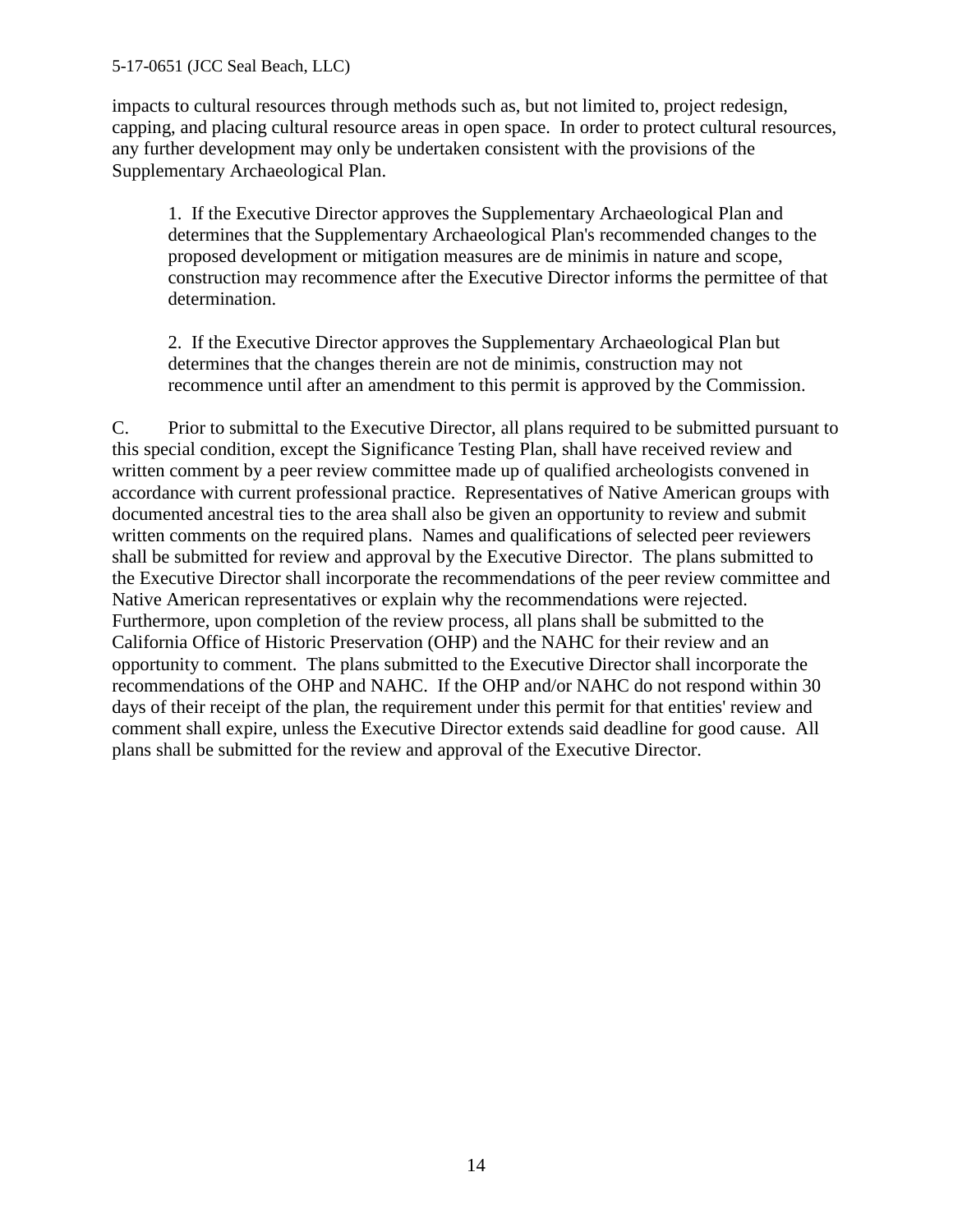impacts to cultural resources through methods such as, but not limited to, project redesign, capping, and placing cultural resource areas in open space. In order to protect cultural resources, any further development may only be undertaken consistent with the provisions of the Supplementary Archaeological Plan.

1. If the Executive Director approves the Supplementary Archaeological Plan and determines that the Supplementary Archaeological Plan's recommended changes to the proposed development or mitigation measures are de minimis in nature and scope, construction may recommence after the Executive Director informs the permittee of that determination.

2. If the Executive Director approves the Supplementary Archaeological Plan but determines that the changes therein are not de minimis, construction may not recommence until after an amendment to this permit is approved by the Commission.

C. Prior to submittal to the Executive Director, all plans required to be submitted pursuant to this special condition, except the Significance Testing Plan, shall have received review and written comment by a peer review committee made up of qualified archeologists convened in accordance with current professional practice. Representatives of Native American groups with documented ancestral ties to the area shall also be given an opportunity to review and submit written comments on the required plans. Names and qualifications of selected peer reviewers shall be submitted for review and approval by the Executive Director. The plans submitted to the Executive Director shall incorporate the recommendations of the peer review committee and Native American representatives or explain why the recommendations were rejected. Furthermore, upon completion of the review process, all plans shall be submitted to the California Office of Historic Preservation (OHP) and the NAHC for their review and an opportunity to comment. The plans submitted to the Executive Director shall incorporate the recommendations of the OHP and NAHC. If the OHP and/or NAHC do not respond within 30 days of their receipt of the plan, the requirement under this permit for that entities' review and comment shall expire, unless the Executive Director extends said deadline for good cause. All plans shall be submitted for the review and approval of the Executive Director.